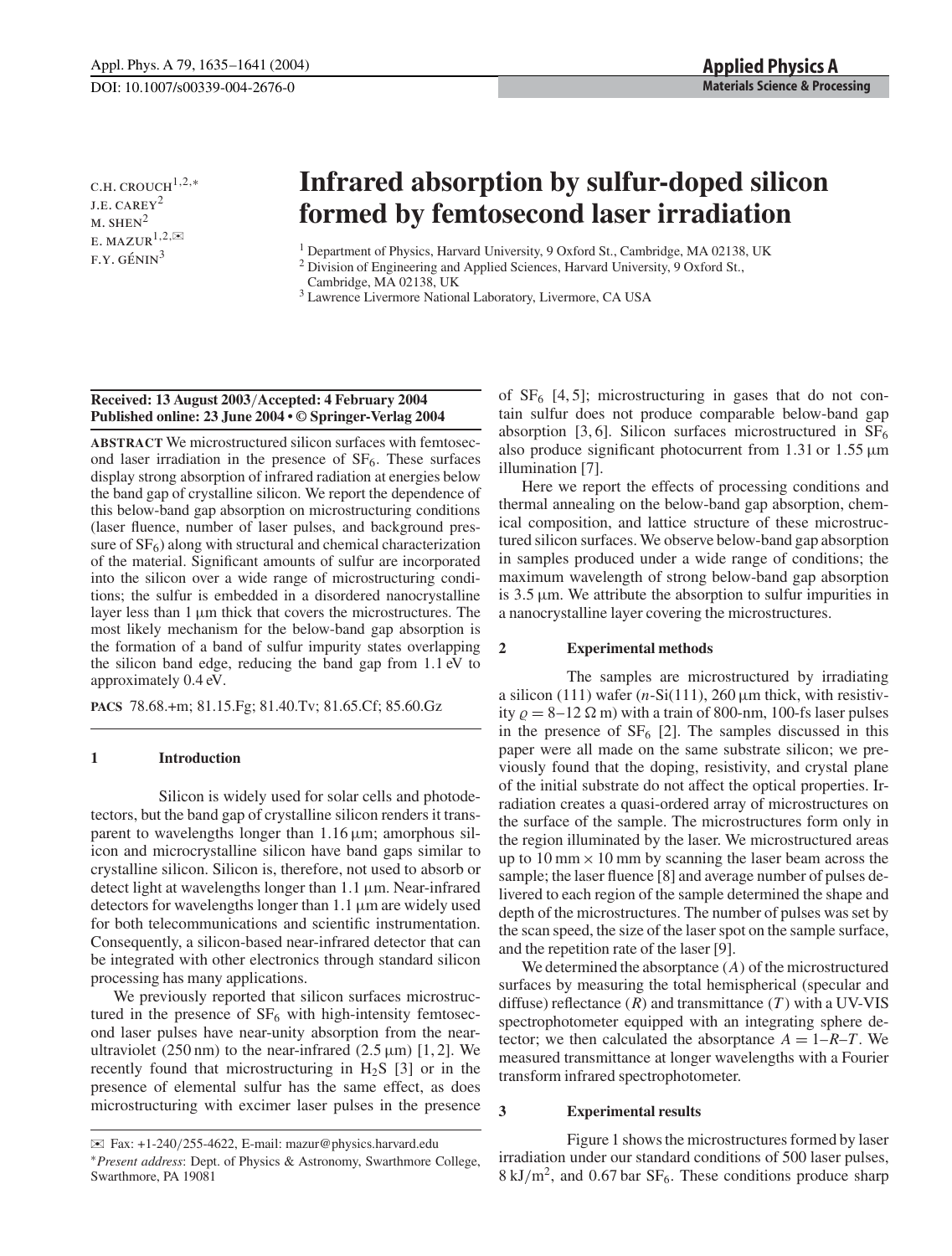DOI: 10.1007/s00339-004-2676-0

C.H. CROUCH[1,2,*]
J.E. CAREY[2]
M. SHEN[2]
E. MAZUR[1,2,✉]
F.Y. GÉNIN[3]

# Infrared absorption by sulfur-doped silicon formed by femtosecond laser irradiation

[1] Department of Physics, Harvard University, 9 Oxford St., Cambridge, MA 02138, UK
[2] Division of Engineering and Applied Sciences, Harvard University, 9 Oxford St., Cambridge, MA 02138, UK
[3] Lawrence Livermore National Laboratory, Livermore, CA USA

**Received: 13 August 2003/Accepted: 4 February 2004**
**Published online: 23 June 2004 • © Springer-Verlag 2004**

**ABSTRACT** We microstructured silicon surfaces with femtosecond laser irradiation in the presence of $SF_6$. These surfaces display strong absorption of infrared radiation at energies below the band gap of crystalline silicon. We report the dependence of this below-band gap absorption on microstructuring conditions (laser fluence, number of laser pulses, and background pressure of $SF_6$) along with structural and chemical characterization of the material. Significant amounts of sulfur are incorporated into the silicon over a wide range of microstructuring conditions; the sulfur is embedded in a disordered nanocrystalline layer less than 1 μm thick that covers the microstructures. The most likely mechanism for the below-band gap absorption is the formation of a band of sulfur impurity states overlapping the silicon band edge, reducing the band gap from 1.1 eV to approximately 0.4 eV.

**PACS** 78.68.+m; 81.15.Fg; 81.40.Tv; 81.65.Cf; 85.60.Gz

## 1 Introduction

Silicon is widely used for solar cells and photodetectors, but the band gap of crystalline silicon renders it transparent to wavelengths longer than 1.16 μm; amorphous silicon and microcrystalline silicon have band gaps similar to crystalline silicon. Silicon is, therefore, not used to absorb or detect light at wavelengths longer than 1.1 μm. Near-infrared detectors for wavelengths longer than 1.1 μm are widely used for both telecommunications and scientific instrumentation. Consequently, a silicon-based near-infrared detector that can be integrated with other electronics through standard silicon processing has many applications.

We previously reported that silicon surfaces microstructured in the presence of $SF_6$ with high-intensity femtosecond laser pulses have near-unity absorption from the near-ultraviolet (250 nm) to the near-infrared (2.5 μm) [1, 2]. We recently found that microstructuring in $H_2S$ [3] or in the presence of elemental sulfur has the same effect, as does microstructuring with excimer laser pulses in the presence of $SF_6$ [4, 5]; microstructuring in gases that do not contain sulfur does not produce comparable below-band gap absorption [3, 6]. Silicon surfaces microstructured in $SF_6$ also produce significant photocurrent from 1.31 or 1.55 μm illumination [7].

Here we report the effects of processing conditions and thermal annealing on the below-band gap absorption, chemical composition, and lattice structure of these microstructured silicon surfaces. We observe below-band gap absorption in samples produced under a wide range of conditions; the maximum wavelength of strong below-band gap absorption is 3.5 μm. We attribute the absorption to sulfur impurities in a nanocrystalline layer covering the microstructures.

## 2 Experimental methods

The samples are microstructured by irradiating a silicon (111) wafer (*n*-Si(111), 260 μm thick, with resistivity $\varrho = 8–12\ \Omega$ m) with a train of 800-nm, 100-fs laser pulses in the presence of $SF_6$ [2]. The samples discussed in this paper were all made on the same substrate silicon; we previously found that the doping, resistivity, and crystal plane of the initial substrate do not affect the optical properties. Irradiation creates a quasi-ordered array of microstructures on the surface of the sample. The microstructures form only in the region illuminated by the laser. We microstructured areas up to 10 mm × 10 mm by scanning the laser beam across the sample; the laser fluence [8] and average number of pulses delivered to each region of the sample determined the shape and depth of the microstructures. The number of pulses was set by the scan speed, the size of the laser spot on the sample surface, and the repetition rate of the laser [9].

We determined the absorptance ($A$) of the microstructured surfaces by measuring the total hemispherical (specular and diffuse) reflectance ($R$) and transmittance ($T$) with a UV-VIS spectrophotometer equipped with an integrating sphere detector; we then calculated the absorptance $A = 1–R–T$. We measured transmittance at longer wavelengths with a Fourier transform infrared spectrophotometer.

## 3 Experimental results

Figure 1 shows the microstructures formed by laser irradiation under our standard conditions of 500 laser pulses, 8 kJ/m², and 0.67 bar $SF_6$. These conditions produce sharp

✉ Fax: +1-240/255-4622, E-mail: mazur@physics.harvard.edu
*Present address: Dept. of Physics & Astronomy, Swarthmore College, Swarthmore, PA 19081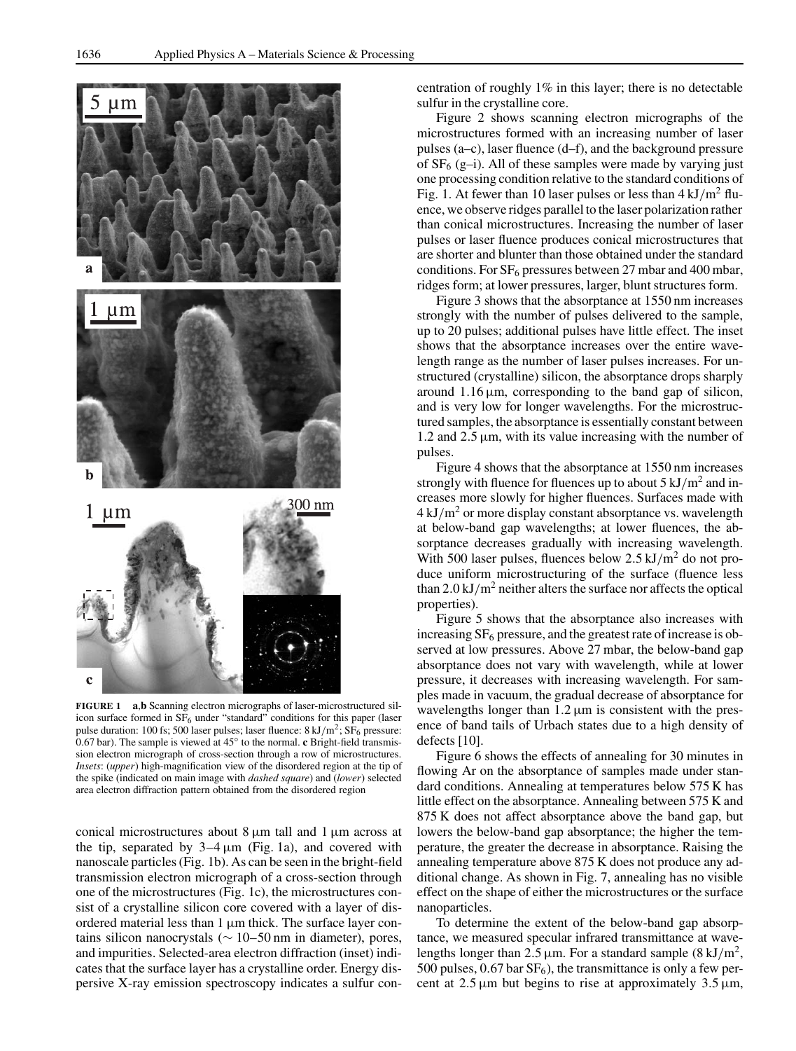**FIGURE 1** **a**,**b** Scanning electron micrographs of laser-microstructured silicon surface formed in $SF_6$ under "standard" conditions for this paper (laser pulse duration: 100 fs; 500 laser pulses; laser fluence: 8 kJ/m$^2$; $SF_6$ pressure: 0.67 bar). The sample is viewed at 45° to the normal. **c** Bright-field transmission electron micrograph of cross-section through a row of microstructures. *Insets*: (*upper*) high-magnification view of the disordered region at the tip of the spike (indicated on main image with *dashed square*) and (*lower*) selected area electron diffraction pattern obtained from the disordered region

conical microstructures about 8 µm tall and 1 µm across at the tip, separated by 3–4 µm (Fig. 1a), and covered with nanoscale particles (Fig. 1b). As can be seen in the bright-field transmission electron micrograph of a cross-section through one of the microstructures (Fig. 1c), the microstructures consist of a crystalline silicon core covered with a layer of disordered material less than 1 µm thick. The surface layer contains silicon nanocrystals (∼ 10–50 nm in diameter), pores, and impurities. Selected-area electron diffraction (inset) indicates that the surface layer has a crystalline order. Energy dispersive X-ray emission spectroscopy indicates a sulfur concentration of roughly 1% in this layer; there is no detectable sulfur in the crystalline core.

Figure 2 shows scanning electron micrographs of the microstructures formed with an increasing number of laser pulses (a–c), laser fluence (d–f), and the background pressure of $SF_6$ (g–i). All of these samples were made by varying just one processing condition relative to the standard conditions of Fig. 1. At fewer than 10 laser pulses or less than 4 kJ/m$^2$ fluence, we observe ridges parallel to the laser polarization rather than conical microstructures. Increasing the number of laser pulses or laser fluence produces conical microstructures that are shorter and blunter than those obtained under the standard conditions. For $SF_6$ pressures between 27 mbar and 400 mbar, ridges form; at lower pressures, larger, blunt structures form.

Figure 3 shows that the absorptance at 1550 nm increases strongly with the number of pulses delivered to the sample, up to 20 pulses; additional pulses have little effect. The inset shows that the absorptance increases over the entire wavelength range as the number of laser pulses increases. For unstructured (crystalline) silicon, the absorptance drops sharply around 1.16 µm, corresponding to the band gap of silicon, and is very low for longer wavelengths. For the microstructured samples, the absorptance is essentially constant between 1.2 and 2.5 µm, with its value increasing with the number of pulses.

Figure 4 shows that the absorptance at 1550 nm increases strongly with fluence for fluences up to about 5 kJ/m$^2$ and increases more slowly for higher fluences. Surfaces made with 4 kJ/m$^2$ or more display constant absorptance vs. wavelength at below-band gap wavelengths; at lower fluences, the absorptance decreases gradually with increasing wavelength. With 500 laser pulses, fluences below 2.5 kJ/m$^2$ do not produce uniform microstructuring of the surface (fluence less than 2.0 kJ/m$^2$ neither alters the surface nor affects the optical properties).

Figure 5 shows that the absorptance also increases with increasing $SF_6$ pressure, and the greatest rate of increase is observed at low pressures. Above 27 mbar, the below-band gap absorptance does not vary with wavelength, while at lower pressure, it decreases with increasing wavelength. For samples made in vacuum, the gradual decrease of absorptance for wavelengths longer than 1.2 µm is consistent with the presence of band tails of Urbach states due to a high density of defects [10].

Figure 6 shows the effects of annealing for 30 minutes in flowing Ar on the absorptance of samples made under standard conditions. Annealing at temperatures below 575 K has little effect on the absorptance. Annealing between 575 K and 875 K does not affect absorptance above the band gap, but lowers the below-band gap absorptance; the higher the temperature, the greater the decrease in absorptance. Raising the annealing temperature above 875 K does not produce any additional change. As shown in Fig. 7, annealing has no visible effect on the shape of either the microstructures or the surface nanoparticles.

To determine the extent of the below-band gap absorptance, we measured specular infrared transmittance at wavelengths longer than 2.5 µm. For a standard sample (8 kJ/m$^2$, 500 pulses, 0.67 bar $SF_6$), the transmittance is only a few percent at 2.5 µm but begins to rise at approximately 3.5 µm,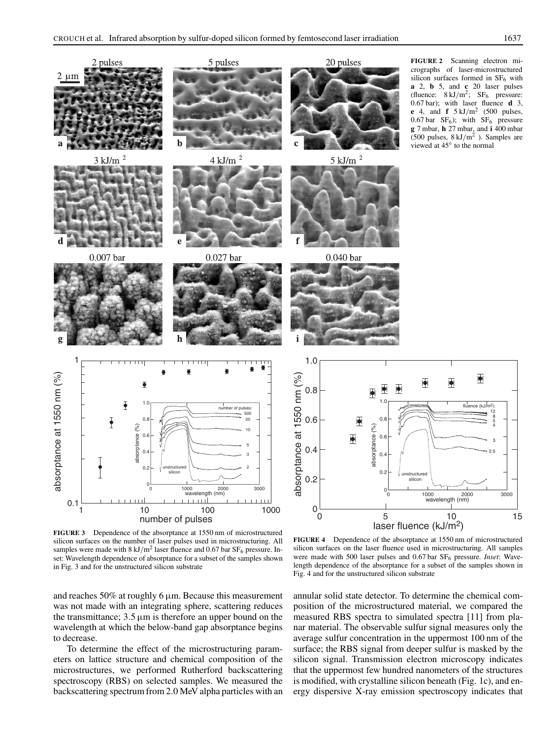**FIGURE 2** Scanning electron micrographs of laser-microstructured silicon surfaces formed in $SF_6$ with **a** 2, **b** 5, and **c** 20 laser pulses (fluence: $8\,kJ/m^2$; $SF_6$ pressure: 0.67 bar); with laser fluence **d** 3, **e** 4, and **f** $5\,kJ/m^2$ (500 pulses, 0.67 bar $SF_6$); with $SF_6$ pressure **g** 7 mbar, **h** 27 mbar, and **i** 400 mbar (500 pulses, $8\,kJ/m^2$). Samples are viewed at 45° to the normal

**FIGURE 3** Dependence of the absorptance at 1550 nm of microstructured silicon surfaces on the number of laser pulses used in microstructuring. All samples were made with $8\,kJ/m^2$ laser fluence and 0.67 bar $SF_6$ pressure. Inset: Wavelength dependence of absorptance for a subset of the samples shown in Fig. 3 and for the unstructured silicon substrate

**FIGURE 4** Dependence of the absorptance at 1550 nm of microstructured silicon surfaces on the laser fluence used in microstructuring. All samples were made with 500 laser pulses and 0.67 bar $SF_6$ pressure. *Inset*: Wavelength dependence of the absorptance for a subset of the samples shown in Fig. 4 and for the unstructured silicon substrate

and reaches 50% at roughly 6 μm. Because this measurement was not made with an integrating sphere, scattering reduces the transmittance; 3.5 μm is therefore an upper bound on the wavelength at which the below-band gap absorptance begins to decrease.

To determine the effect of the microstructuring parameters on lattice structure and chemical composition of the microstructures, we performed Rutherford backscattering spectroscopy (RBS) on selected samples. We measured the backscattering spectrum from 2.0 MeV alpha particles with an annular solid state detector. To determine the chemical composition of the microstructured material, we compared the measured RBS spectra to simulated spectra [11] from planar material. The observable sulfur signal measures only the average sulfur concentration in the uppermost 100 nm of the surface; the RBS signal from deeper sulfur is masked by the silicon signal. Transmission electron microscopy indicates that the uppermost few hundred nanometers of the structures is modified, with crystalline silicon beneath (Fig. 1c), and energy dispersive X-ray emission spectroscopy indicates that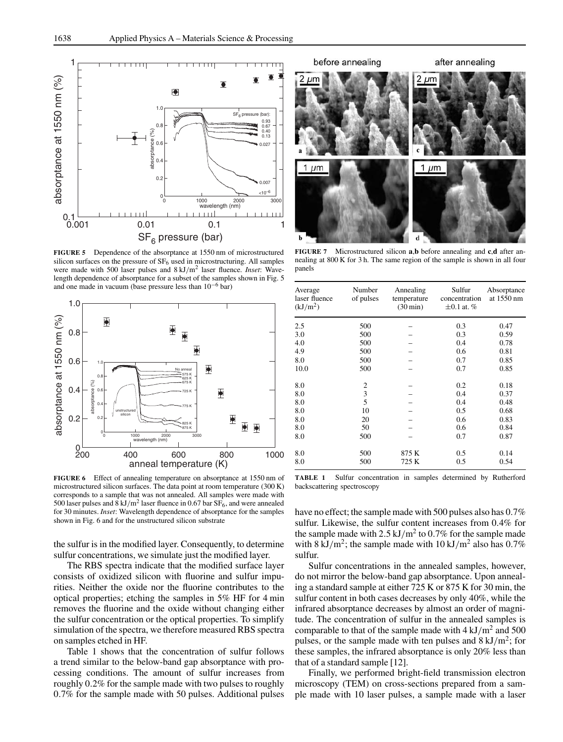**FIGURE 5** Dependence of the absorptance at 1550 nm of microstructured silicon surfaces on the pressure of $SF_6$ used in microstructuring. All samples were made with 500 laser pulses and 8 $kJ/m^2$ laser fluence. *Inset*: Wavelength dependence of absorptance for a subset of the samples shown in Fig. 5 and one made in vacuum (base pressure less than $10^{-6}$ bar)

**FIGURE 6** Effect of annealing temperature on absorptance at 1550 nm of microstructured silicon surfaces. The data point at room temperature (300 K) corresponds to a sample that was not annealed. All samples were made with 500 laser pulses and 8 $kJ/m^2$ laser fluence in 0.67 bar $SF_6$, and were annealed for 30 minutes. *Inset*: Wavelength dependence of absorptance for the samples shown in Fig. 6 and for the unstructured silicon substrate

the sulfur is in the modified layer. Consequently, to determine sulfur concentrations, we simulate just the modified layer.

The RBS spectra indicate that the modified surface layer consists of oxidized silicon with fluorine and sulfur impurities. Neither the oxide nor the fluorine contributes to the optical properties; etching the samples in 5% HF for 4 min removes the fluorine and the oxide without changing either the sulfur concentration or the optical properties. To simplify simulation of the spectra, we therefore measured RBS spectra on samples etched in HF.

Table 1 shows that the concentration of sulfur follows a trend similar to the below-band gap absorptance with processing conditions. The amount of sulfur increases from roughly 0.2% for the sample made with two pulses to roughly 0.7% for the sample made with 50 pulses. Additional pulses have no effect; the sample made with 500 pulses also has 0.7% sulfur. Likewise, the sulfur content increases from 0.4% for the sample made with 2.5 $kJ/m^2$ to 0.7% for the sample made with 8 $kJ/m^2$; the sample made with 10 $kJ/m^2$ also has 0.7% sulfur.

**FIGURE 7** Microstructured silicon **a**,**b** before annealing and **c**,**d** after annealing at 800 K for 3 h. The same region of the sample is shown in all four panels

| Average laser fluence ($kJ/m^2$) | Number of pulses | Annealing temperature (30 min) | Sulfur concentration ±0.1 at. % | Absorptance at 1550 nm |
|---|---|---|---|---|
| 2.5 | 500 | – | 0.3 | 0.47 |
| 3.0 | 500 | – | 0.3 | 0.59 |
| 4.0 | 500 | – | 0.4 | 0.78 |
| 4.9 | 500 | – | 0.6 | 0.81 |
| 8.0 | 500 | – | 0.7 | 0.85 |
| 10.0 | 500 | – | 0.7 | 0.85 |
| 8.0 | 2 | – | 0.2 | 0.18 |
| 8.0 | 3 | – | 0.4 | 0.37 |
| 8.0 | 5 | – | 0.4 | 0.48 |
| 8.0 | 10 | – | 0.5 | 0.68 |
| 8.0 | 20 | – | 0.6 | 0.83 |
| 8.0 | 50 | – | 0.6 | 0.84 |
| 8.0 | 500 | – | 0.7 | 0.87 |
| 8.0 | 500 | 875 K | 0.5 | 0.14 |
| 8.0 | 500 | 725 K | 0.5 | 0.54 |

**TABLE 1** Sulfur concentration in samples determined by Rutherford backscattering spectroscopy

Sulfur concentrations in the annealed samples, however, do not mirror the below-band gap absorptance. Upon annealing a standard sample at either 725 K or 875 K for 30 min, the sulfur content in both cases decreases by only 40%, while the infrared absorptance decreases by almost an order of magnitude. The concentration of sulfur in the annealed samples is comparable to that of the sample made with 4 $kJ/m^2$ and 500 pulses, or the sample made with ten pulses and 8 $kJ/m^2$; for these samples, the infrared absorptance is only 20% less than that of a standard sample [12].

Finally, we performed bright-field transmission electron microscopy (TEM) on cross-sections prepared from a sample made with 10 laser pulses, a sample made with a laser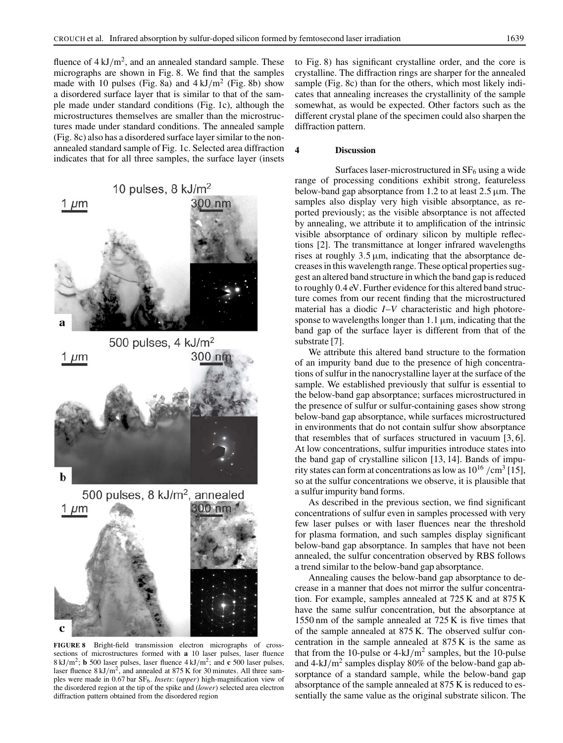fluence of $4\,kJ/m^2$, and an annealed standard sample. These micrographs are shown in Fig. 8. We find that the samples made with 10 pulses (Fig. 8a) and $4\,kJ/m^2$ (Fig. 8b) show a disordered surface layer that is similar to that of the sample made under standard conditions (Fig. 1c), although the microstructures themselves are smaller than the microstructures made under standard conditions. The annealed sample (Fig. 8c) also has a disordered surface layer similar to the non-annealed standard sample of Fig. 1c. Selected area diffraction indicates that for all three samples, the surface layer (insets to Fig. 8) has significant crystalline order, and the core is crystalline. The diffraction rings are sharper for the annealed sample (Fig. 8c) than for the others, which most likely indicates that annealing increases the crystallinity of the sample somewhat, as would be expected. Other factors such as the different crystal plane of the specimen could also sharpen the diffraction pattern.

**FIGURE 8** Bright-field transmission electron micrographs of cross-sections of microstructures formed with **a** 10 laser pulses, laser fluence $8\,kJ/m^2$; **b** 500 laser pulses, laser fluence $4\,kJ/m^2$; and **c** 500 laser pulses, laser fluence $8\,kJ/m^2$, and annealed at 875 K for 30 minutes. All three samples were made in 0.67 bar $SF_6$. *Insets*: (*upper*) high-magnification view of the disordered region at the tip of the spike and (*lower*) selected area electron diffraction pattern obtained from the disordered region

## 4 Discussion

Surfaces laser-microstructured in $SF_6$ using a wide range of processing conditions exhibit strong, featureless below-band gap absorptance from 1.2 to at least 2.5 μm. The samples also display very high visible absorptance, as reported previously; as the visible absorptance is not affected by annealing, we attribute it to amplification of the intrinsic visible absorptance of ordinary silicon by multiple reflections [2]. The transmittance at longer infrared wavelengths rises at roughly 3.5 μm, indicating that the absorptance decreases in this wavelength range. These optical properties suggest an altered band structure in which the band gap is reduced to roughly 0.4 eV. Further evidence for this altered band structure comes from our recent finding that the microstructured material has a diodic *I–V* characteristic and high photoresponse to wavelengths longer than 1.1 μm, indicating that the band gap of the surface layer is different from that of the substrate [7].

We attribute this altered band structure to the formation of an impurity band due to the presence of high concentrations of sulfur in the nanocrystalline layer at the surface of the sample. We established previously that sulfur is essential to the below-band gap absorptance; surfaces microstructured in the presence of sulfur or sulfur-containing gases show strong below-band gap absorptance, while surfaces microstructured in environments that do not contain sulfur show absorptance that resembles that of surfaces structured in vacuum [3, 6]. At low concentrations, sulfur impurities introduce states into the band gap of crystalline silicon [13, 14]. Bands of impurity states can form at concentrations as low as $10^{16}\,/cm^3$ [15], so at the sulfur concentrations we observe, it is plausible that a sulfur impurity band forms.

As described in the previous section, we find significant concentrations of sulfur even in samples processed with very few laser pulses or with laser fluences near the threshold for plasma formation, and such samples display significant below-band gap absorptance. In samples that have not been annealed, the sulfur concentration observed by RBS follows a trend similar to the below-band gap absorptance.

Annealing causes the below-band gap absorptance to decrease in a manner that does not mirror the sulfur concentration. For example, samples annealed at 725 K and at 875 K have the same sulfur concentration, but the absorptance at 1550 nm of the sample annealed at 725 K is five times that of the sample annealed at 875 K. The observed sulfur concentration in the sample annealed at 875 K is the same as that from the 10-pulse or $4\text{-}kJ/m^2$ samples, but the 10-pulse and $4\text{-}kJ/m^2$ samples display 80% of the below-band gap absorptance of a standard sample, while the below-band gap absorptance of the sample annealed at 875 K is reduced to essentially the same value as the original substrate silicon. The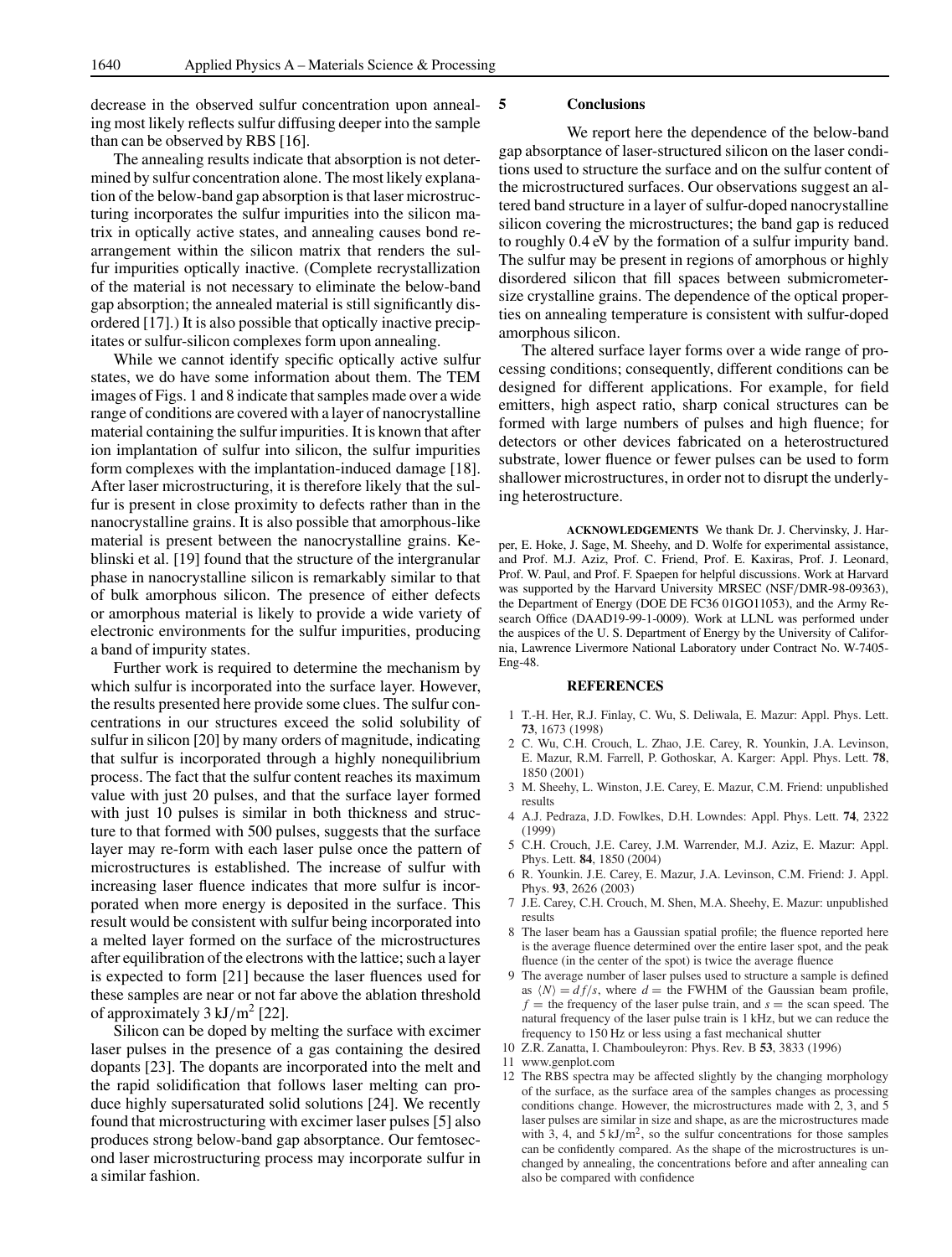decrease in the observed sulfur concentration upon annealing most likely reflects sulfur diffusing deeper into the sample than can be observed by RBS [16].

The annealing results indicate that absorption is not determined by sulfur concentration alone. The most likely explanation of the below-band gap absorption is that laser microstructuring incorporates the sulfur impurities into the silicon matrix in optically active states, and annealing causes bond rearrangement within the silicon matrix that renders the sulfur impurities optically inactive. (Complete recrystallization of the material is not necessary to eliminate the below-band gap absorption; the annealed material is still significantly disordered [17].) It is also possible that optically inactive precipitates or sulfur-silicon complexes form upon annealing.

While we cannot identify specific optically active sulfur states, we do have some information about them. The TEM images of Figs. 1 and 8 indicate that samples made over a wide range of conditions are covered with a layer of nanocrystalline material containing the sulfur impurities. It is known that after ion implantation of sulfur into silicon, the sulfur impurities form complexes with the implantation-induced damage [18]. After laser microstructuring, it is therefore likely that the sulfur is present in close proximity to defects rather than in the nanocrystalline grains. It is also possible that amorphous-like material is present between the nanocrystalline grains. Keblinski et al. [19] found that the structure of the intergranular phase in nanocrystalline silicon is remarkably similar to that of bulk amorphous silicon. The presence of either defects or amorphous material is likely to provide a wide variety of electronic environments for the sulfur impurities, producing a band of impurity states.

Further work is required to determine the mechanism by which sulfur is incorporated into the surface layer. However, the results presented here provide some clues. The sulfur concentrations in our structures exceed the solid solubility of sulfur in silicon [20] by many orders of magnitude, indicating that sulfur is incorporated through a highly nonequilibrium process. The fact that the sulfur content reaches its maximum value with just 20 pulses, and that the surface layer formed with just 10 pulses is similar in both thickness and structure to that formed with 500 pulses, suggests that the surface layer may re-form with each laser pulse once the pattern of microstructures is established. The increase of sulfur with increasing laser fluence indicates that more sulfur is incorporated when more energy is deposited in the surface. This result would be consistent with sulfur being incorporated into a melted layer formed on the surface of the microstructures after equilibration of the electrons with the lattice; such a layer is expected to form [21] because the laser fluences used for these samples are near or not far above the ablation threshold of approximately $3\,\mathrm{kJ/m^2}$ [22].

Silicon can be doped by melting the surface with excimer laser pulses in the presence of a gas containing the desired dopants [23]. The dopants are incorporated into the melt and the rapid solidification that follows laser melting can produce highly supersaturated solid solutions [24]. We recently found that microstructuring with excimer laser pulses [5] also produces strong below-band gap absorptance. Our femtosecond laser microstructuring process may incorporate sulfur in a similar fashion.

## 5 Conclusions

We report here the dependence of the below-band gap absorptance of laser-structured silicon on the laser conditions used to structure the surface and on the sulfur content of the microstructured surfaces. Our observations suggest an altered band structure in a layer of sulfur-doped nanocrystalline silicon covering the microstructures; the band gap is reduced to roughly 0.4 eV by the formation of a sulfur impurity band. The sulfur may be present in regions of amorphous or highly disordered silicon that fill spaces between submicrometer-size crystalline grains. The dependence of the optical properties on annealing temperature is consistent with sulfur-doped amorphous silicon.

The altered surface layer forms over a wide range of processing conditions; consequently, different conditions can be designed for different applications. For example, for field emitters, high aspect ratio, sharp conical structures can be formed with large numbers of pulses and high fluence; for detectors or other devices fabricated on a heterostructured substrate, lower fluence or fewer pulses can be used to form shallower microstructures, in order not to disrupt the underlying heterostructure.

**ACKNOWLEDGEMENTS** We thank Dr. J. Chervinsky, J. Harper, E. Hoke, J. Sage, M. Sheehy, and D. Wolfe for experimental assistance, and Prof. M.J. Aziz, Prof. C. Friend, Prof. E. Kaxiras, Prof. J. Leonard, Prof. W. Paul, and Prof. F. Spaepen for helpful discussions. Work at Harvard was supported by the Harvard University MRSEC (NSF/DMR-98-09363), the Department of Energy (DOE DE FC36 01GO11053), and the Army Research Office (DAAD19-99-1-0009). Work at LLNL was performed under the auspices of the U. S. Department of Energy by the University of California, Lawrence Livermore National Laboratory under Contract No. W-7405-Eng-48.

## REFERENCES

1. T.-H. Her, R.J. Finlay, C. Wu, S. Deliwala, E. Mazur: Appl. Phys. Lett. **73**, 1673 (1998)
2. C. Wu, C.H. Crouch, L. Zhao, J.E. Carey, R. Younkin, J.A. Levinson, E. Mazur, R.M. Farrell, P. Gothoskar, A. Karger: Appl. Phys. Lett. **78**, 1850 (2001)
3. M. Sheehy, L. Winston, J.E. Carey, E. Mazur, C.M. Friend: unpublished results
4. A.J. Pedraza, J.D. Fowlkes, D.H. Lowndes: Appl. Phys. Lett. **74**, 2322 (1999)
5. C.H. Crouch, J.E. Carey, J.M. Warrender, M.J. Aziz, E. Mazur: Appl. Phys. Lett. **84**, 1850 (2004)
6. R. Younkin. J.E. Carey, E. Mazur, J.A. Levinson, C.M. Friend: J. Appl. Phys. **93**, 2626 (2003)
7. J.E. Carey, C.H. Crouch, M. Shen, M.A. Sheehy, E. Mazur: unpublished results
8. The laser beam has a Gaussian spatial profile; the fluence reported here is the average fluence determined over the entire laser spot, and the peak fluence (in the center of the spot) is twice the average fluence
9. The average number of laser pulses used to structure a sample is defined as $\langle N\rangle = df/s$, where $d =$ the FWHM of the Gaussian beam profile, $f =$ the frequency of the laser pulse train, and $s =$ the scan speed. The natural frequency of the laser pulse train is 1 kHz, but we can reduce the frequency to 150 Hz or less using a fast mechanical shutter
10. Z.R. Zanatta, I. Chambouleyron: Phys. Rev. B **53**, 3833 (1996)
11. www.genplot.com
12. The RBS spectra may be affected slightly by the changing morphology of the surface, as the surface area of the samples changes as processing conditions change. However, the microstructures made with 2, 3, and 5 laser pulses are similar in size and shape, as are the microstructures made with 3, 4, and $5\,\mathrm{kJ/m^2}$, so the sulfur concentrations for those samples can be confidently compared. As the shape of the microstructures is unchanged by annealing, the concentrations before and after annealing can also be compared with confidence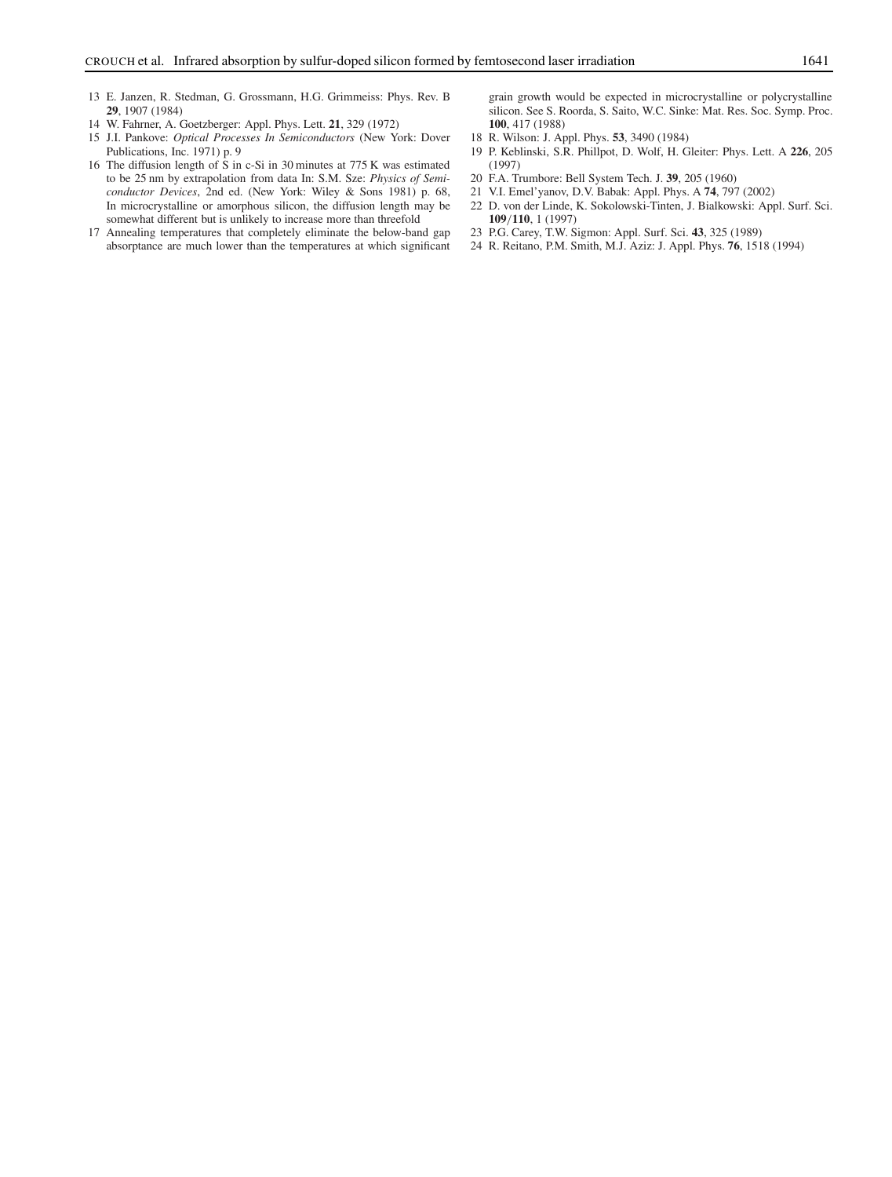13 E. Janzen, R. Stedman, G. Grossmann, H.G. Grimmeiss: Phys. Rev. B **29**, 1907 (1984)

14 W. Fahrner, A. Goetzberger: Appl. Phys. Lett. **21**, 329 (1972)

15 J.I. Pankove: *Optical Processes In Semiconductors* (New York: Dover Publications, Inc. 1971) p. 9

16 The diffusion length of S in c-Si in 30 minutes at 775 K was estimated to be 25 nm by extrapolation from data In: S.M. Sze: *Physics of Semiconductor Devices*, 2nd ed. (New York: Wiley & Sons 1981) p. 68, In microcrystalline or amorphous silicon, the diffusion length may be somewhat different but is unlikely to increase more than threefold

17 Annealing temperatures that completely eliminate the below-band gap absorptance are much lower than the temperatures at which significant grain growth would be expected in microcrystalline or polycrystalline silicon. See S. Roorda, S. Saito, W.C. Sinke: Mat. Res. Soc. Symp. Proc. **100**, 417 (1988)

18 R. Wilson: J. Appl. Phys. **53**, 3490 (1984)

19 P. Keblinski, S.R. Phillpot, D. Wolf, H. Gleiter: Phys. Lett. A **226**, 205 (1997)

20 F.A. Trumbore: Bell System Tech. J. **39**, 205 (1960)

21 V.I. Emel'yanov, D.V. Babak: Appl. Phys. A **74**, 797 (2002)

22 D. von der Linde, K. Sokolowski-Tinten, J. Bialkowski: Appl. Surf. Sci. **109**/**110**, 1 (1997)

23 P.G. Carey, T.W. Sigmon: Appl. Surf. Sci. **43**, 325 (1989)

24 R. Reitano, P.M. Smith, M.J. Aziz: J. Appl. Phys. **76**, 1518 (1994)